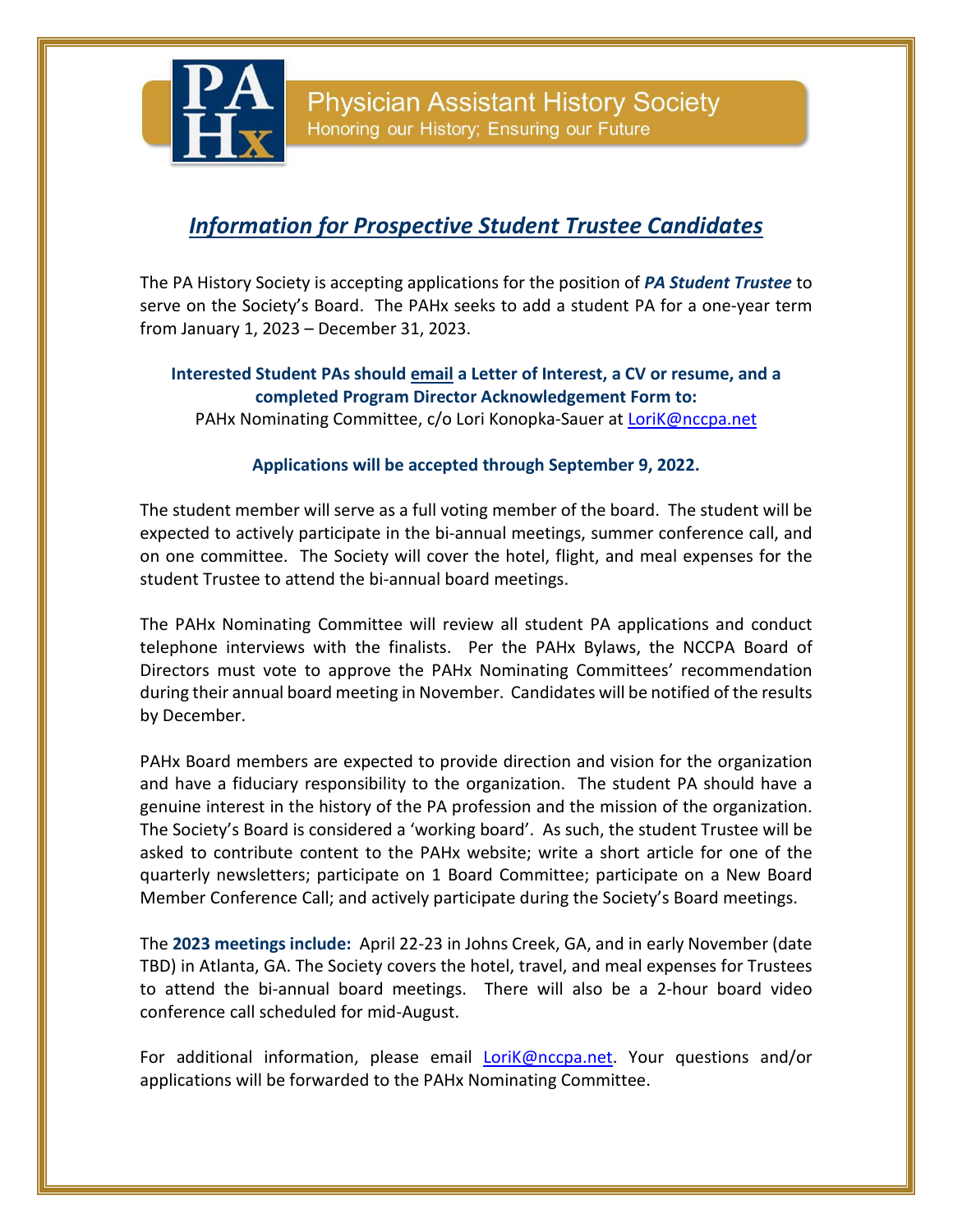Physician Assistant History Society

Honoring our History; Ensuring our Future

# *Information for Prospective Student Trustee Candidates*

The PA History Society is accepting applications for the position of ***PA Student Trustee*** to serve on the Society's Board. The PAHx seeks to add a student PA for a one-year term from January 1, 2023 – December 31, 2023.

**Interested Student PAs should email a Letter of Interest, a CV or resume, and a completed Program Director Acknowledgement Form to:**
PAHx Nominating Committee, c/o Lori Konopka-Sauer at LoriK@nccpa.net

**Applications will be accepted through September 9, 2022.**

The student member will serve as a full voting member of the board. The student will be expected to actively participate in the bi-annual meetings, summer conference call, and on one committee. The Society will cover the hotel, flight, and meal expenses for the student Trustee to attend the bi-annual board meetings.

The PAHx Nominating Committee will review all student PA applications and conduct telephone interviews with the finalists. Per the PAHx Bylaws, the NCCPA Board of Directors must vote to approve the PAHx Nominating Committees' recommendation during their annual board meeting in November. Candidates will be notified of the results by December.

PAHx Board members are expected to provide direction and vision for the organization and have a fiduciary responsibility to the organization. The student PA should have a genuine interest in the history of the PA profession and the mission of the organization. The Society's Board is considered a 'working board'. As such, the student Trustee will be asked to contribute content to the PAHx website; write a short article for one of the quarterly newsletters; participate on 1 Board Committee; participate on a New Board Member Conference Call; and actively participate during the Society's Board meetings.

The **2023 meetings include:** April 22-23 in Johns Creek, GA, and in early November (date TBD) in Atlanta, GA. The Society covers the hotel, travel, and meal expenses for Trustees to attend the bi-annual board meetings. There will also be a 2-hour board video conference call scheduled for mid-August.

For additional information, please email LoriK@nccpa.net. Your questions and/or applications will be forwarded to the PAHx Nominating Committee.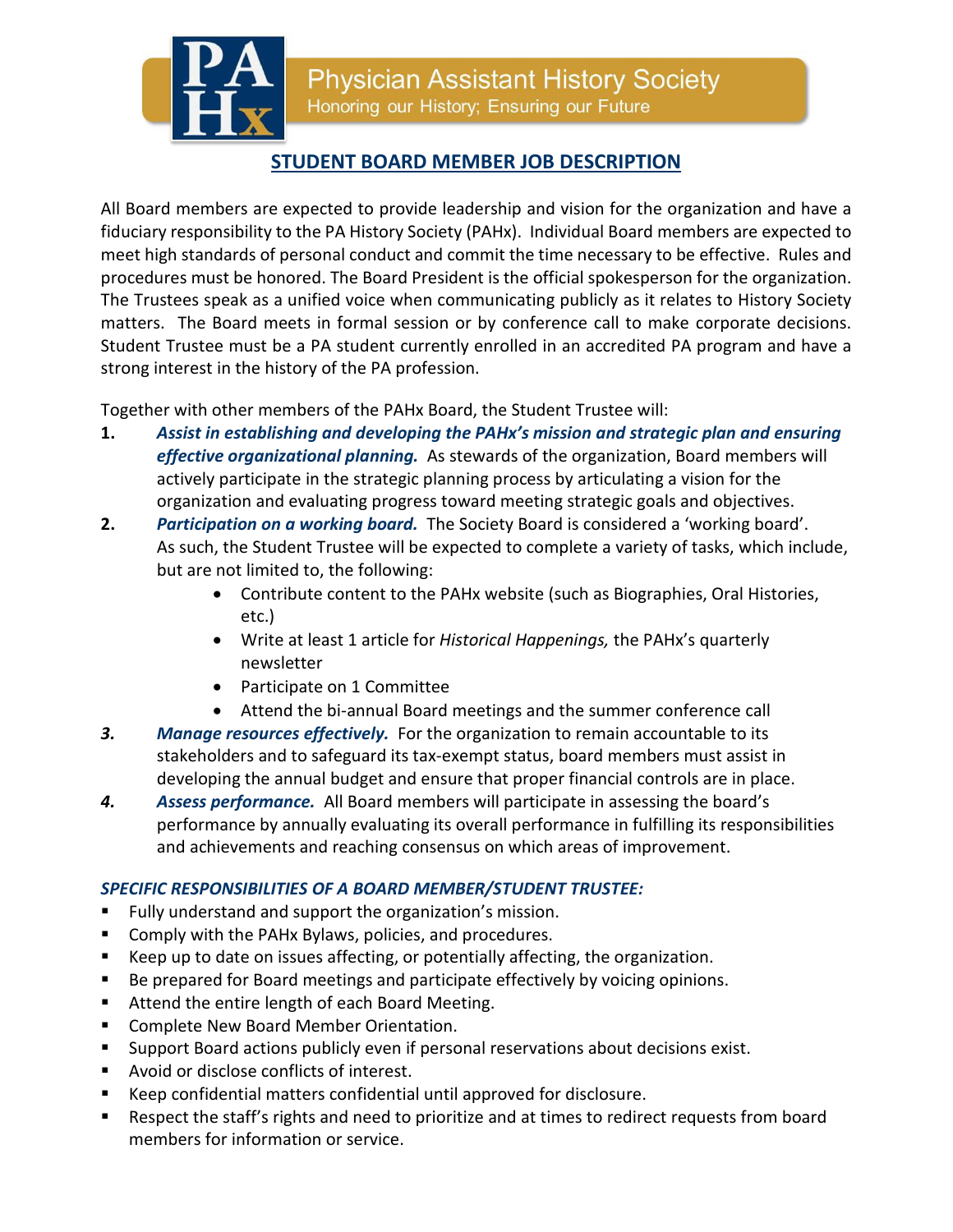Physician Assistant History Society

Honoring our History; Ensuring our Future

# STUDENT BOARD MEMBER JOB DESCRIPTION

All Board members are expected to provide leadership and vision for the organization and have a fiduciary responsibility to the PA History Society (PAHx). Individual Board members are expected to meet high standards of personal conduct and commit the time necessary to be effective. Rules and procedures must be honored. The Board President is the official spokesperson for the organization. The Trustees speak as a unified voice when communicating publicly as it relates to History Society matters. The Board meets in formal session or by conference call to make corporate decisions. Student Trustee must be a PA student currently enrolled in an accredited PA program and have a strong interest in the history of the PA profession.

Together with other members of the PAHx Board, the Student Trustee will:

1. ***Assist in establishing and developing the PAHx's mission and strategic plan and ensuring effective organizational planning.*** As stewards of the organization, Board members will actively participate in the strategic planning process by articulating a vision for the organization and evaluating progress toward meeting strategic goals and objectives.
2. ***Participation on a working board.*** The Society Board is considered a 'working board'. As such, the Student Trustee will be expected to complete a variety of tasks, which include, but are not limited to, the following:
   - Contribute content to the PAHx website (such as Biographies, Oral Histories, etc.)
   - Write at least 1 article for *Historical Happenings,* the PAHx's quarterly newsletter
   - Participate on 1 Committee
   - Attend the bi-annual Board meetings and the summer conference call
3. ***Manage resources effectively.*** For the organization to remain accountable to its stakeholders and to safeguard its tax-exempt status, board members must assist in developing the annual budget and ensure that proper financial controls are in place.
4. ***Assess performance.*** All Board members will participate in assessing the board's performance by annually evaluating its overall performance in fulfilling its responsibilities and achievements and reaching consensus on which areas of improvement.

***SPECIFIC RESPONSIBILITIES OF A BOARD MEMBER/STUDENT TRUSTEE:***

- Fully understand and support the organization's mission.
- Comply with the PAHx Bylaws, policies, and procedures.
- Keep up to date on issues affecting, or potentially affecting, the organization.
- Be prepared for Board meetings and participate effectively by voicing opinions.
- Attend the entire length of each Board Meeting.
- Complete New Board Member Orientation.
- Support Board actions publicly even if personal reservations about decisions exist.
- Avoid or disclose conflicts of interest.
- Keep confidential matters confidential until approved for disclosure.
- Respect the staff's rights and need to prioritize and at times to redirect requests from board members for information or service.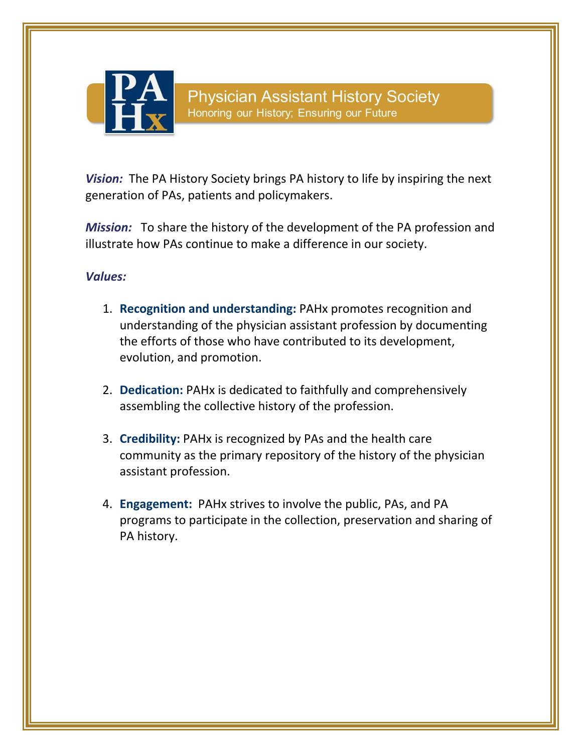# Physician Assistant History Society

Honoring our History; Ensuring our Future

***Vision:*** The PA History Society brings PA history to life by inspiring the next generation of PAs, patients and policymakers.

***Mission:*** To share the history of the development of the PA profession and illustrate how PAs continue to make a difference in our society.

***Values:***

1. **Recognition and understanding:** PAHx promotes recognition and understanding of the physician assistant profession by documenting the efforts of those who have contributed to its development, evolution, and promotion.

2. **Dedication:** PAHx is dedicated to faithfully and comprehensively assembling the collective history of the profession.

3. **Credibility:** PAHx is recognized by PAs and the health care community as the primary repository of the history of the physician assistant profession.

4. **Engagement:** PAHx strives to involve the public, PAs, and PA programs to participate in the collection, preservation and sharing of PA history.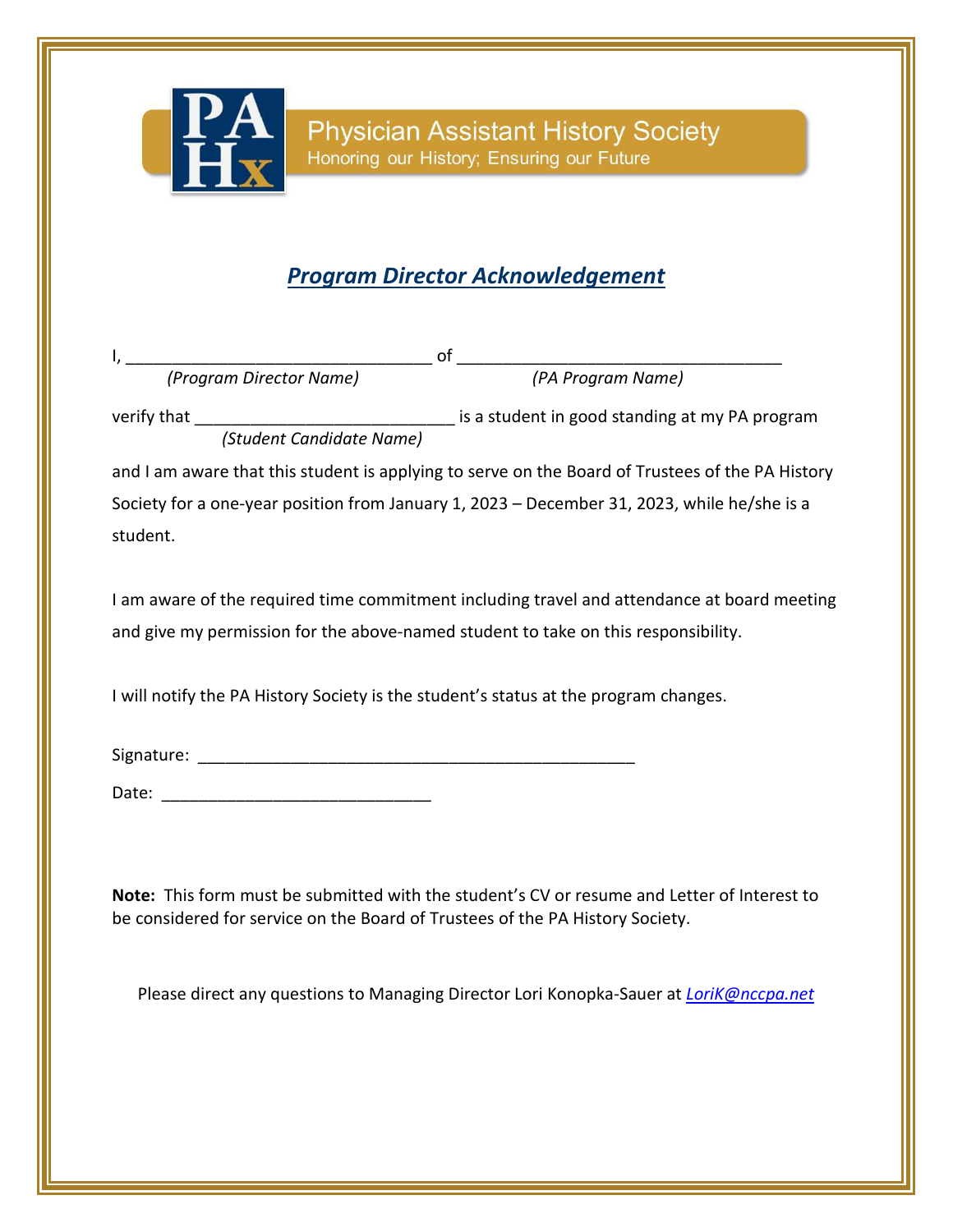Physician Assistant History Society
Honoring our History; Ensuring our Future

## ***Program Director Acknowledgement***

I, ________________________________ of __________________________________
*(Program Director Name)* *(PA Program Name)*

verify that ___________________________ is a student in good standing at my PA program
*(Student Candidate Name)*

and I am aware that this student is applying to serve on the Board of Trustees of the PA History Society for a one-year position from January 1, 2023 – December 31, 2023, while he/she is a student.

I am aware of the required time commitment including travel and attendance at board meeting and give my permission for the above-named student to take on this responsibility.

I will notify the PA History Society is the student's status at the program changes.

Signature: _______________________________________________

Date: _____________________________

**Note:** This form must be submitted with the student's CV or resume and Letter of Interest to be considered for service on the Board of Trustees of the PA History Society.

Please direct any questions to Managing Director Lori Konopka-Sauer at *LoriK@nccpa.net*